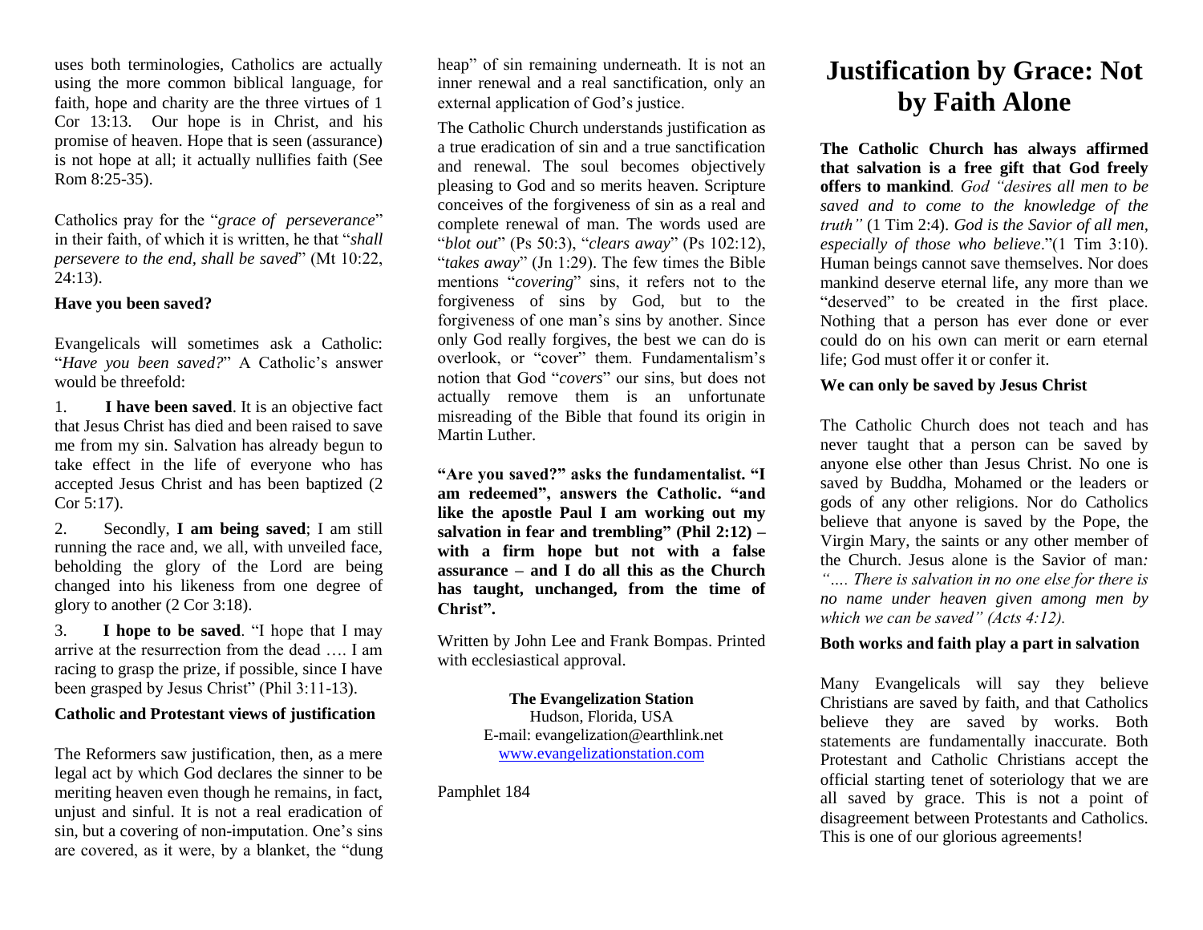uses both terminologies, Catholics are actually using the more common biblical language, for faith, hope and charity are the three virtues of 1 Cor 13:13. Our hope is in Christ, and his promise of heaven. Hope that is seen (assurance) is not hope at all; it actually nullifies faith (See Rom 8:25-35).

Catholics pray for the "*grace of perseverance*" in their faith, of which it is written, he that "*shall persevere to the end, shall be saved*" (Mt 10:22, 24:13).

**Have you been saved?**

Evangelicals will sometimes ask a Catholic: "*Have you been saved?*" A Catholic's answer would be threefold:

1. **I have been saved**. It is an objective fact that Jesus Christ has died and been raised to save me from my sin. Salvation has already begun to take effect in the life of everyone who has accepted Jesus Christ and has been baptized (2 Cor 5:17).

2. Secondly, **I am being saved**; I am still running the race and, we all, with unveiled face, beholding the glory of the Lord are being changed into his likeness from one degree of glory to another (2 Cor 3:18).

3. **I hope to be saved**. "I hope that I may arrive at the resurrection from the dead …. I am racing to grasp the prize, if possible, since I have been grasped by Jesus Christ" (Phil 3:11-13).

**Catholic and Protestant views of justification**

The Reformers saw justification, then, as a mere legal act by which God declares the sinner to be meriting heaven even though he remains, in fact, unjust and sinful. It is not a real eradication of sin, but a covering of non-imputation. One's sins are covered, as it were, by a blanket, the "dung heap" of sin remaining underneath. It is not an inner renewal and a real sanctification, only an external application of God's justice.

The Catholic Church understands justification as a true eradication of sin and a true sanctification and renewal. The soul becomes objectively pleasing to God and so merits heaven. Scripture conceives of the forgiveness of sin as a real and complete renewal of man. The words used are "*blot out*" (Ps 50:3), "*clears away*" (Ps 102:12), "*takes away*" (Jn 1:29). The few times the Bible mentions "*covering*" sins, it refers not to the forgiveness of sins by God, but to the forgiveness of one man's sins by another. Since only God really forgives, the best we can do is overlook, or "cover" them. Fundamentalism's notion that God "*covers*" our sins, but does not actually remove them is an unfortunate misreading of the Bible that found its origin in Martin Luther.

**"Are you saved?" asks the fundamentalist. "I am redeemed", answers the Catholic. "and like the apostle Paul I am working out my salvation in fear and trembling" (Phil 2:12) – with a firm hope but not with a false assurance – and I do all this as the Church has taught, unchanged, from the time of Christ".**

Written by John Lee and Frank Bompas. Printed with ecclesiastical approval.

**The Evangelization Station**
Hudson, Florida, USA
E-mail: evangelization@earthlink.net
www.evangelizationstation.com

Pamphlet 184

# Justification by Grace: Not by Faith Alone

**The Catholic Church has always affirmed that salvation is a free gift that God freely offers to mankind***. God "desires all men to be saved and to come to the knowledge of the truth"* (1 Tim 2:4). *God is the Savior of all men, especially of those who believe*."(1 Tim 3:10). Human beings cannot save themselves. Nor does mankind deserve eternal life, any more than we "deserved" to be created in the first place. Nothing that a person has ever done or ever could do on his own can merit or earn eternal life; God must offer it or confer it.

**We can only be saved by Jesus Christ**

The Catholic Church does not teach and has never taught that a person can be saved by anyone else other than Jesus Christ. No one is saved by Buddha, Mohamed or the leaders or gods of any other religions. Nor do Catholics believe that anyone is saved by the Pope, the Virgin Mary, the saints or any other member of the Church. Jesus alone is the Savior of man*: "…. There is salvation in no one else for there is no name under heaven given among men by which we can be saved" (Acts 4:12).*

**Both works and faith play a part in salvation**

Many Evangelicals will say they believe Christians are saved by faith, and that Catholics believe they are saved by works. Both statements are fundamentally inaccurate. Both Protestant and Catholic Christians accept the official starting tenet of soteriology that we are all saved by grace. This is not a point of disagreement between Protestants and Catholics. This is one of our glorious agreements!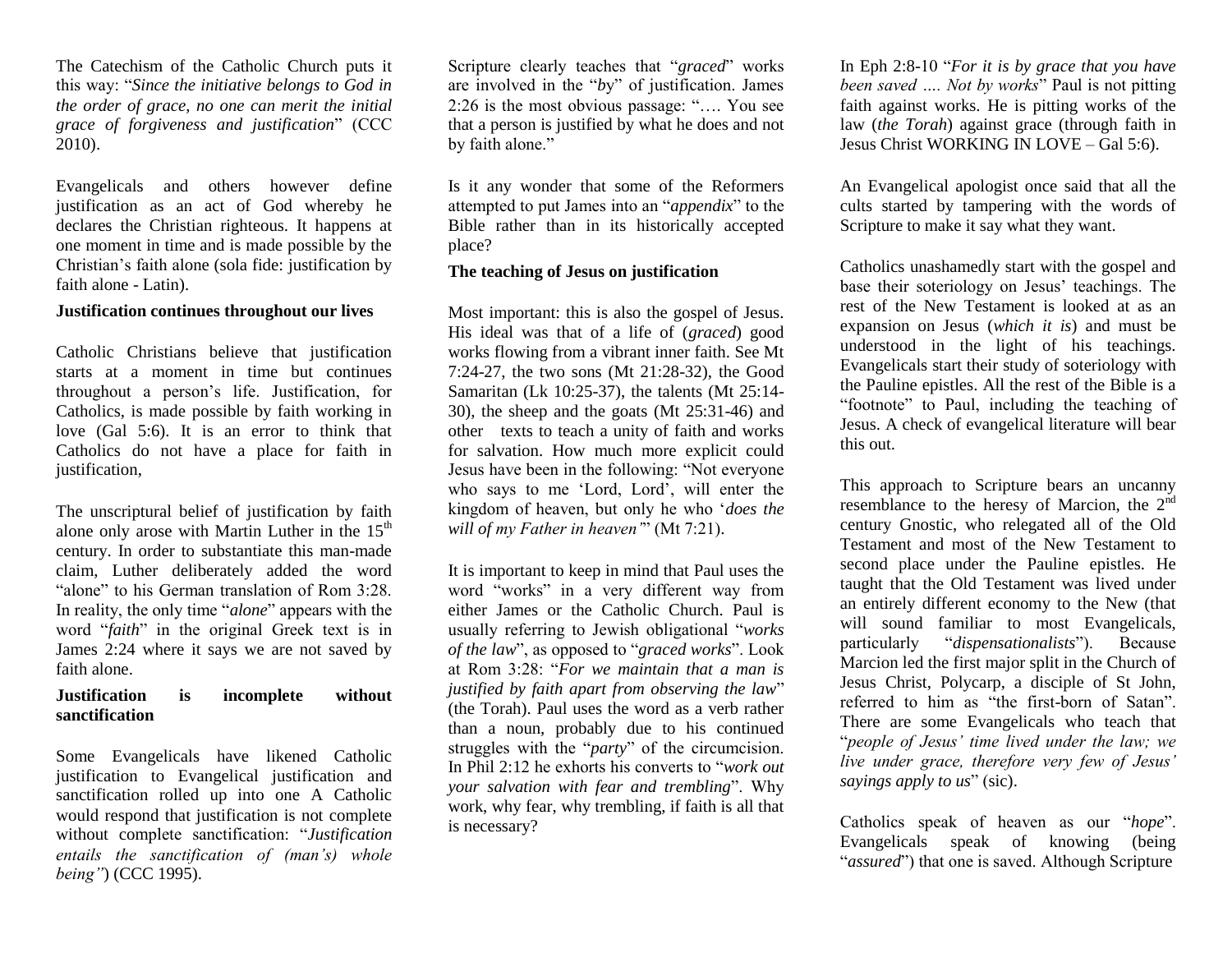The Catechism of the Catholic Church puts it this way: "*Since the initiative belongs to God in the order of grace, no one can merit the initial grace of forgiveness and justification*" (CCC 2010).

Evangelicals and others however define justification as an act of God whereby he declares the Christian righteous. It happens at one moment in time and is made possible by the Christian's faith alone (sola fide: justification by faith alone - Latin).

**Justification continues throughout our lives**

Catholic Christians believe that justification starts at a moment in time but continues throughout a person's life. Justification, for Catholics, is made possible by faith working in love (Gal 5:6). It is an error to think that Catholics do not have a place for faith in justification,

The unscriptural belief of justification by faith alone only arose with Martin Luther in the 15th century. In order to substantiate this man-made claim, Luther deliberately added the word "alone" to his German translation of Rom 3:28. In reality, the only time "*alone*" appears with the word "*faith*" in the original Greek text is in James 2:24 where it says we are not saved by faith alone.

**Justification is incomplete without sanctification**

Some Evangelicals have likened Catholic justification to Evangelical justification and sanctification rolled up into one A Catholic would respond that justification is not complete without complete sanctification: "*Justification entails the sanctification of (man's) whole being"*) (CCC 1995).

Scripture clearly teaches that "*graced*" works are involved in the "*by*" of justification. James 2:26 is the most obvious passage: "…. You see that a person is justified by what he does and not by faith alone."

Is it any wonder that some of the Reformers attempted to put James into an "*appendix*" to the Bible rather than in its historically accepted place?

**The teaching of Jesus on justification**

Most important: this is also the gospel of Jesus. His ideal was that of a life of (*graced*) good works flowing from a vibrant inner faith. See Mt 7:24-27, the two sons (Mt 21:28-32), the Good Samaritan (Lk 10:25-37), the talents (Mt 25:14-30), the sheep and the goats (Mt 25:31-46) and other texts to teach a unity of faith and works for salvation. How much more explicit could Jesus have been in the following: "Not everyone who says to me 'Lord, Lord', will enter the kingdom of heaven, but only he who '*does the will of my Father in heaven"*" (Mt 7:21).

It is important to keep in mind that Paul uses the word "works" in a very different way from either James or the Catholic Church. Paul is usually referring to Jewish obligational "*works of the law*", as opposed to "*graced works*". Look at Rom 3:28: "*For we maintain that a man is justified by faith apart from observing the law*" (the Torah). Paul uses the word as a verb rather than a noun, probably due to his continued struggles with the "*party*" of the circumcision. In Phil 2:12 he exhorts his converts to "*work out your salvation with fear and trembling*". Why work, why fear, why trembling, if faith is all that is necessary?

In Eph 2:8-10 "*For it is by grace that you have been saved …. Not by works*" Paul is not pitting faith against works. He is pitting works of the law (*the Torah*) against grace (through faith in Jesus Christ WORKING IN LOVE – Gal 5:6).

An Evangelical apologist once said that all the cults started by tampering with the words of Scripture to make it say what they want.

Catholics unashamedly start with the gospel and base their soteriology on Jesus' teachings. The rest of the New Testament is looked at as an expansion on Jesus (*which it is*) and must be understood in the light of his teachings. Evangelicals start their study of soteriology with the Pauline epistles. All the rest of the Bible is a "footnote" to Paul, including the teaching of Jesus. A check of evangelical literature will bear this out.

This approach to Scripture bears an uncanny resemblance to the heresy of Marcion, the 2nd century Gnostic, who relegated all of the Old Testament and most of the New Testament to second place under the Pauline epistles. He taught that the Old Testament was lived under an entirely different economy to the New (that will sound familiar to most Evangelicals, particularly "*dispensationalists*"). Because Marcion led the first major split in the Church of Jesus Christ, Polycarp, a disciple of St John, referred to him as "the first-born of Satan". There are some Evangelicals who teach that "*people of Jesus' time lived under the law; we live under grace, therefore very few of Jesus' sayings apply to us*" (sic).

Catholics speak of heaven as our "*hope*". Evangelicals speak of knowing (being "*assured*") that one is saved. Although Scripture